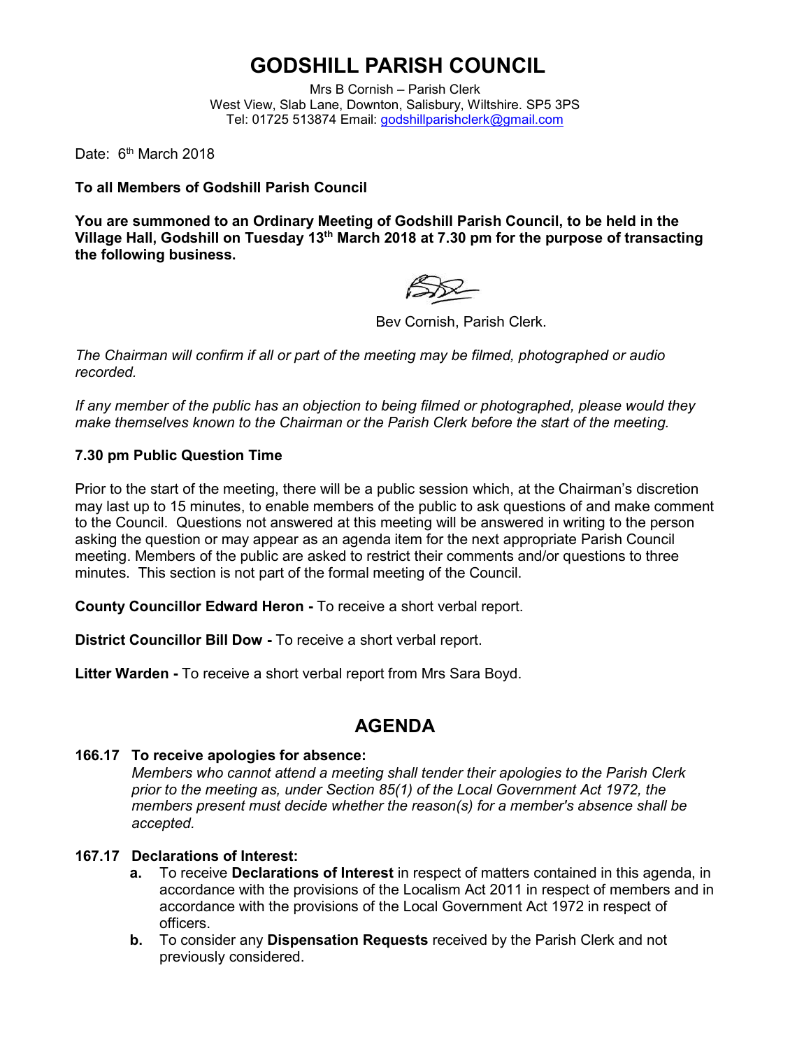# GODSHILL PARISH COUNCIL

Mrs B Cornish – Parish Clerk
West View, Slab Lane, Downton, Salisbury, Wiltshire. SP5 3PS
Tel: 01725 513874 Email: godshillparishclerk@gmail.com

Date: 6th March 2018

**To all Members of Godshill Parish Council**

**You are summoned to an Ordinary Meeting of Godshill Parish Council, to be held in the Village Hall, Godshill on Tuesday 13th March 2018 at 7.30 pm for the purpose of transacting the following business.**

Bev Cornish, Parish Clerk.

*The Chairman will confirm if all or part of the meeting may be filmed, photographed or audio recorded.*

*If any member of the public has an objection to being filmed or photographed, please would they make themselves known to the Chairman or the Parish Clerk before the start of the meeting.*

**7.30 pm Public Question Time**

Prior to the start of the meeting, there will be a public session which, at the Chairman's discretion may last up to 15 minutes, to enable members of the public to ask questions of and make comment to the Council. Questions not answered at this meeting will be answered in writing to the person asking the question or may appear as an agenda item for the next appropriate Parish Council meeting. Members of the public are asked to restrict their comments and/or questions to three minutes. This section is not part of the formal meeting of the Council.

**County Councillor Edward Heron -** To receive a short verbal report.

**District Councillor Bill Dow -** To receive a short verbal report.

**Litter Warden -** To receive a short verbal report from Mrs Sara Boyd.

## AGENDA

**166.17 To receive apologies for absence:**

*Members who cannot attend a meeting shall tender their apologies to the Parish Clerk prior to the meeting as, under Section 85(1) of the Local Government Act 1972, the members present must decide whether the reason(s) for a member's absence shall be accepted.*

**167.17 Declarations of Interest:**

- **a.** To receive **Declarations of Interest** in respect of matters contained in this agenda, in accordance with the provisions of the Localism Act 2011 in respect of members and in accordance with the provisions of the Local Government Act 1972 in respect of officers.
- **b.** To consider any **Dispensation Requests** received by the Parish Clerk and not previously considered.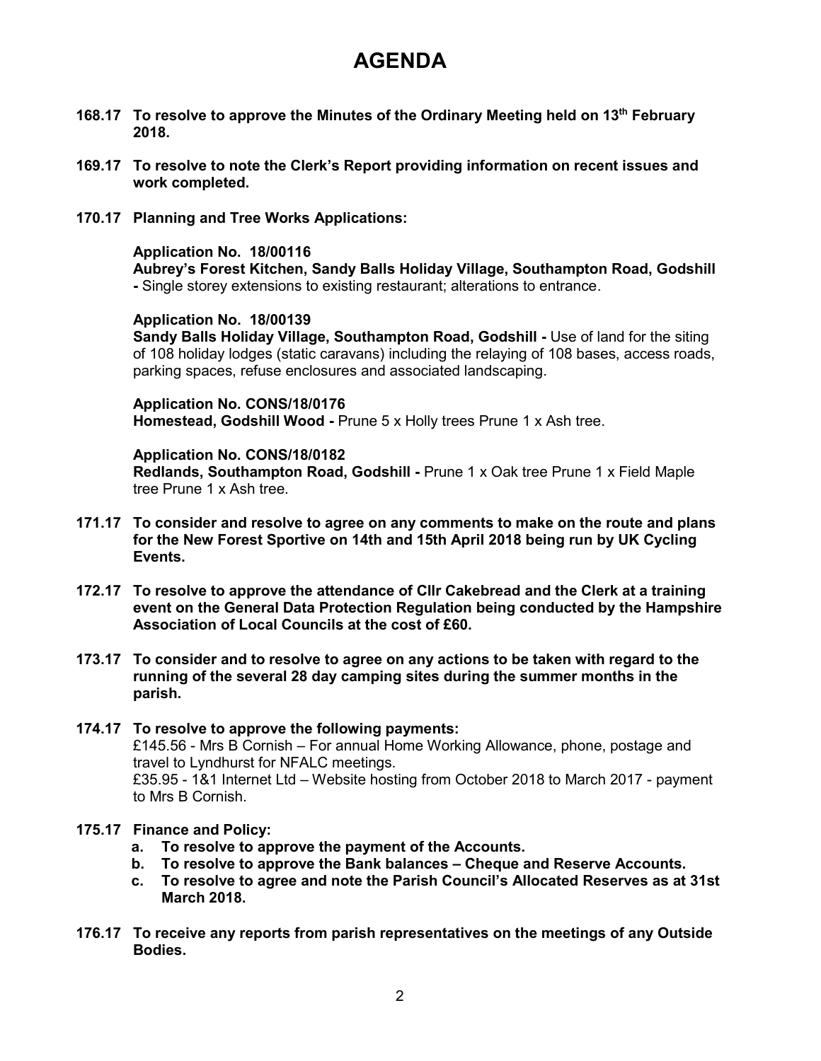# AGENDA

**168.17 To resolve to approve the Minutes of the Ordinary Meeting held on 13th February 2018.**

**169.17 To resolve to note the Clerk's Report providing information on recent issues and work completed.**

**170.17 Planning and Tree Works Applications:**

**Application No. 18/00116**
**Aubrey's Forest Kitchen, Sandy Balls Holiday Village, Southampton Road, Godshill -** Single storey extensions to existing restaurant; alterations to entrance.

**Application No. 18/00139**
**Sandy Balls Holiday Village, Southampton Road, Godshill -** Use of land for the siting of 108 holiday lodges (static caravans) including the relaying of 108 bases, access roads, parking spaces, refuse enclosures and associated landscaping.

**Application No. CONS/18/0176**
**Homestead, Godshill Wood -** Prune 5 x Holly trees Prune 1 x Ash tree.

**Application No. CONS/18/0182**
**Redlands, Southampton Road, Godshill -** Prune 1 x Oak tree Prune 1 x Field Maple tree Prune 1 x Ash tree.

**171.17 To consider and resolve to agree on any comments to make on the route and plans for the New Forest Sportive on 14th and 15th April 2018 being run by UK Cycling Events.**

**172.17 To resolve to approve the attendance of Cllr Cakebread and the Clerk at a training event on the General Data Protection Regulation being conducted by the Hampshire Association of Local Councils at the cost of £60.**

**173.17 To consider and to resolve to agree on any actions to be taken with regard to the running of the several 28 day camping sites during the summer months in the parish.**

**174.17 To resolve to approve the following payments:**
£145.56 - Mrs B Cornish – For annual Home Working Allowance, phone, postage and travel to Lyndhurst for NFALC meetings.
£35.95 - 1&1 Internet Ltd – Website hosting from October 2018 to March 2017 - payment to Mrs B Cornish.

**175.17 Finance and Policy:**

- **a. To resolve to approve the payment of the Accounts.**
- **b. To resolve to approve the Bank balances – Cheque and Reserve Accounts.**
- **c. To resolve to agree and note the Parish Council's Allocated Reserves as at 31st March 2018.**

**176.17 To receive any reports from parish representatives on the meetings of any Outside Bodies.**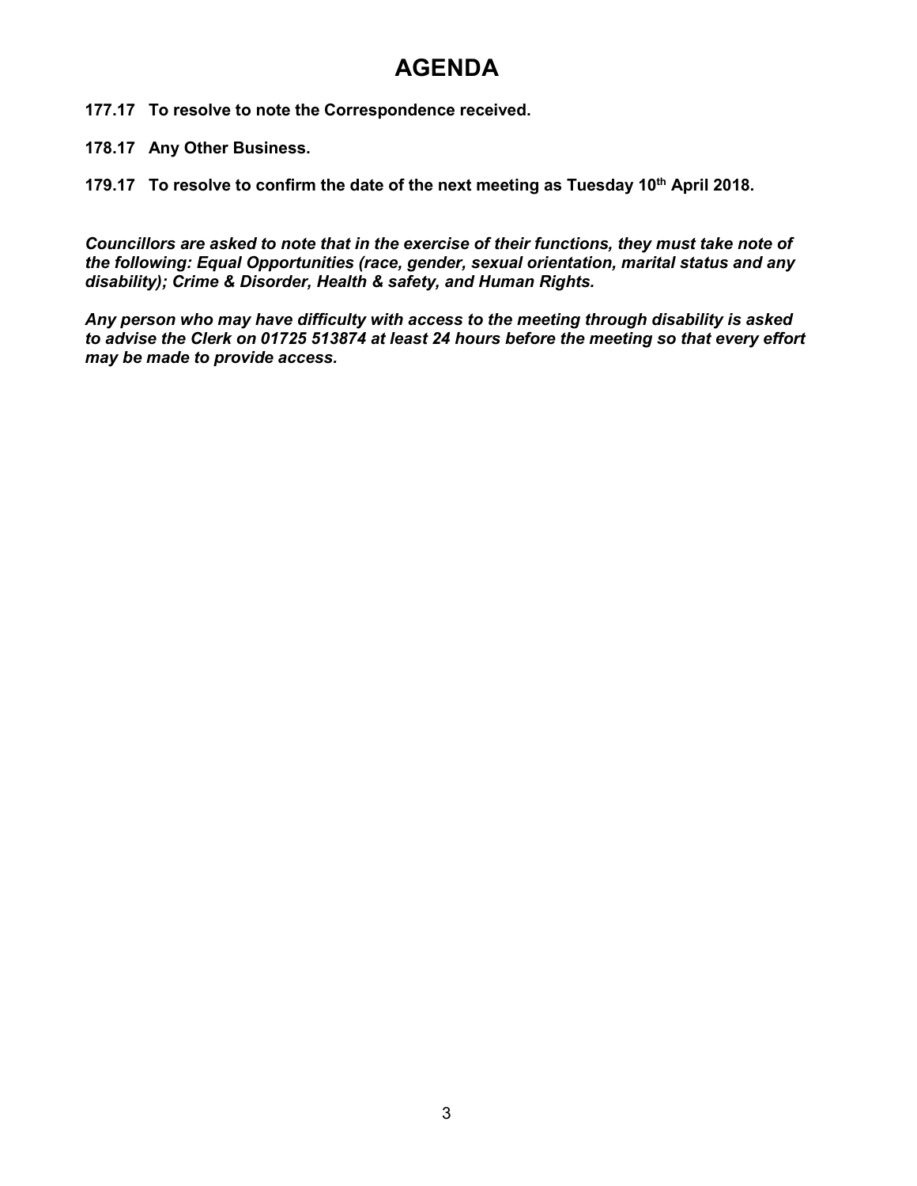# AGENDA

**177.17 To resolve to note the Correspondence received.**

**178.17 Any Other Business.**

**179.17 To resolve to confirm the date of the next meeting as Tuesday 10th April 2018.**

***Councillors are asked to note that in the exercise of their functions, they must take note of the following: Equal Opportunities (race, gender, sexual orientation, marital status and any disability); Crime & Disorder, Health & safety, and Human Rights.***

***Any person who may have difficulty with access to the meeting through disability is asked to advise the Clerk on 01725 513874 at least 24 hours before the meeting so that every effort may be made to provide access.***